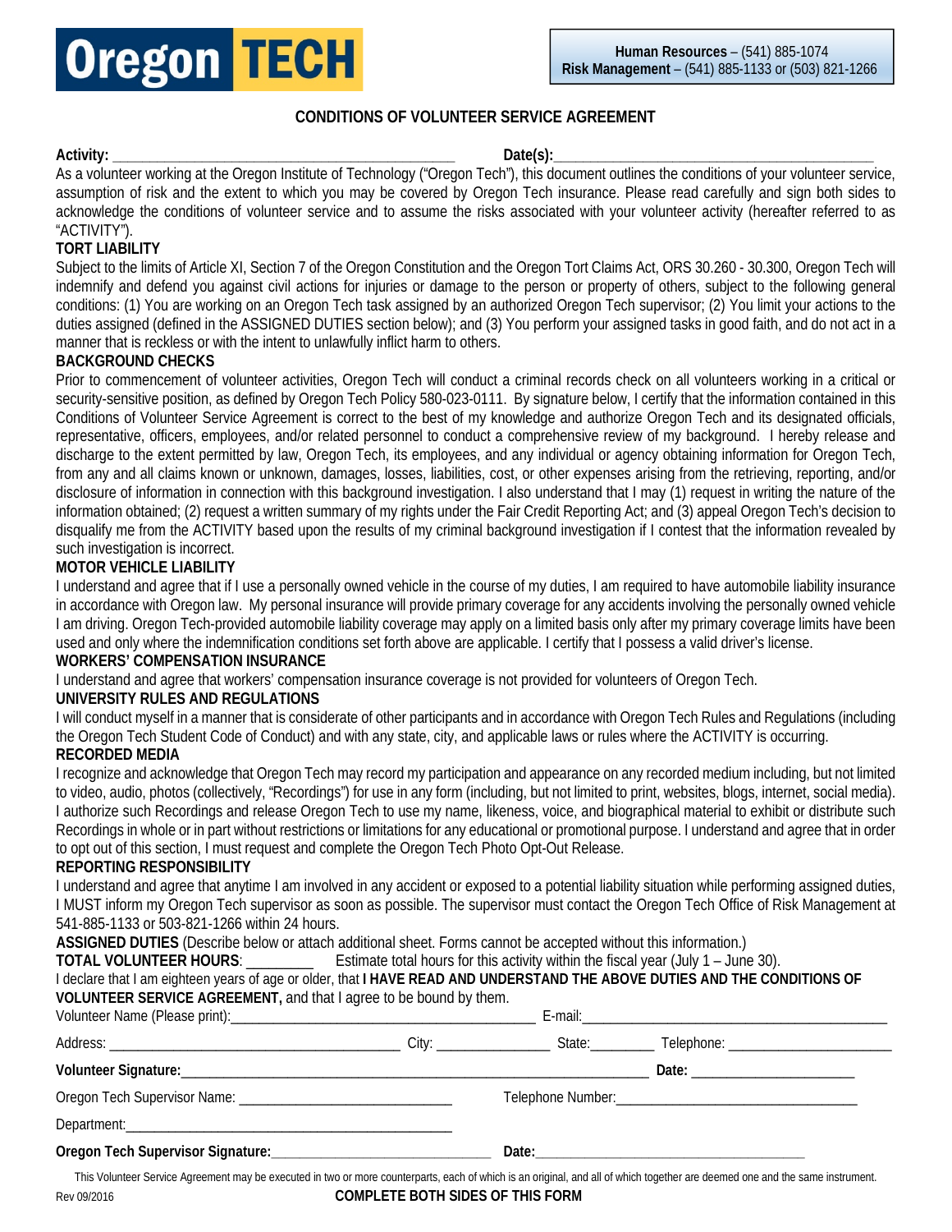**Oregon TECH**

**Human Resources** – (541) 885-1074
**Risk Management** – (541) 885-1133 or (503) 821-1266

## CONDITIONS OF VOLUNTEER SERVICE AGREEMENT

**Activity:** ______________________________________________ **Date(s):**__________________________________________

As a volunteer working at the Oregon Institute of Technology ("Oregon Tech"), this document outlines the conditions of your volunteer service, assumption of risk and the extent to which you may be covered by Oregon Tech insurance. Please read carefully and sign both sides to acknowledge the conditions of volunteer service and to assume the risks associated with your volunteer activity (hereafter referred to as "ACTIVITY").

**TORT LIABILITY**

Subject to the limits of Article XI, Section 7 of the Oregon Constitution and the Oregon Tort Claims Act, ORS 30.260 - 30.300, Oregon Tech will indemnify and defend you against civil actions for injuries or damage to the person or property of others, subject to the following general conditions: (1) You are working on an Oregon Tech task assigned by an authorized Oregon Tech supervisor; (2) You limit your actions to the duties assigned (defined in the ASSIGNED DUTIES section below); and (3) You perform your assigned tasks in good faith, and do not act in a manner that is reckless or with the intent to unlawfully inflict harm to others.

**BACKGROUND CHECKS**

Prior to commencement of volunteer activities, Oregon Tech will conduct a criminal records check on all volunteers working in a critical or security-sensitive position, as defined by Oregon Tech Policy 580-023-0111. By signature below, I certify that the information contained in this Conditions of Volunteer Service Agreement is correct to the best of my knowledge and authorize Oregon Tech and its designated officials, representative, officers, employees, and/or related personnel to conduct a comprehensive review of my background. I hereby release and discharge to the extent permitted by law, Oregon Tech, its employees, and any individual or agency obtaining information for Oregon Tech, from any and all claims known or unknown, damages, losses, liabilities, cost, or other expenses arising from the retrieving, reporting, and/or disclosure of information in connection with this background investigation. I also understand that I may (1) request in writing the nature of the information obtained; (2) request a written summary of my rights under the Fair Credit Reporting Act; and (3) appeal Oregon Tech's decision to disqualify me from the ACTIVITY based upon the results of my criminal background investigation if I contest that the information revealed by such investigation is incorrect.

**MOTOR VEHICLE LIABILITY**

I understand and agree that if I use a personally owned vehicle in the course of my duties, I am required to have automobile liability insurance in accordance with Oregon law. My personal insurance will provide primary coverage for any accidents involving the personally owned vehicle I am driving. Oregon Tech-provided automobile liability coverage may apply on a limited basis only after my primary coverage limits have been used and only where the indemnification conditions set forth above are applicable. I certify that I possess a valid driver's license.

**WORKERS' COMPENSATION INSURANCE**

I understand and agree that workers' compensation insurance coverage is not provided for volunteers of Oregon Tech.

**UNIVERSITY RULES AND REGULATIONS**

I will conduct myself in a manner that is considerate of other participants and in accordance with Oregon Tech Rules and Regulations (including the Oregon Tech Student Code of Conduct) and with any state, city, and applicable laws or rules where the ACTIVITY is occurring.

**RECORDED MEDIA**

I recognize and acknowledge that Oregon Tech may record my participation and appearance on any recorded medium including, but not limited to video, audio, photos (collectively, "Recordings") for use in any form (including, but not limited to print, websites, blogs, internet, social media). I authorize such Recordings and release Oregon Tech to use my name, likeness, voice, and biographical material to exhibit or distribute such Recordings in whole or in part without restrictions or limitations for any educational or promotional purpose. I understand and agree that in order to opt out of this section, I must request and complete the Oregon Tech Photo Opt-Out Release.

**REPORTING RESPONSIBILITY**

I understand and agree that anytime I am involved in any accident or exposed to a potential liability situation while performing assigned duties, I MUST inform my Oregon Tech supervisor as soon as possible. The supervisor must contact the Oregon Tech Office of Risk Management at 541-885-1133 or 503-821-1266 within 24 hours.

**ASSIGNED DUTIES** (Describe below or attach additional sheet. Forms cannot be accepted without this information.)

**TOTAL VOLUNTEER HOURS**: _________ Estimate total hours for this activity within the fiscal year (July 1 – June 30).

I declare that I am eighteen years of age or older, that **I HAVE READ AND UNDERSTAND THE ABOVE DUTIES AND THE CONDITIONS OF VOLUNTEER SERVICE AGREEMENT,** and that I agree to be bound by them.

Volunteer Name (Please print):__________________________________________ E-mail:__________________________________________

Address: ________________________________________ City: ________________ State:_________ Telephone: _______________________

**Volunteer Signature:**_________________________________________________________________ **Date:** _______________________

Oregon Tech Supervisor Name: ______________________________ Telephone Number:___________________________________

Department:__________________________________________________

**Oregon Tech Supervisor Signature:**______________________________ **Date:**______________________________________

This Volunteer Service Agreement may be executed in two or more counterparts, each of which is an original, and all of which together are deemed one and the same instrument.

Rev 09/2016

**COMPLETE BOTH SIDES OF THIS FORM**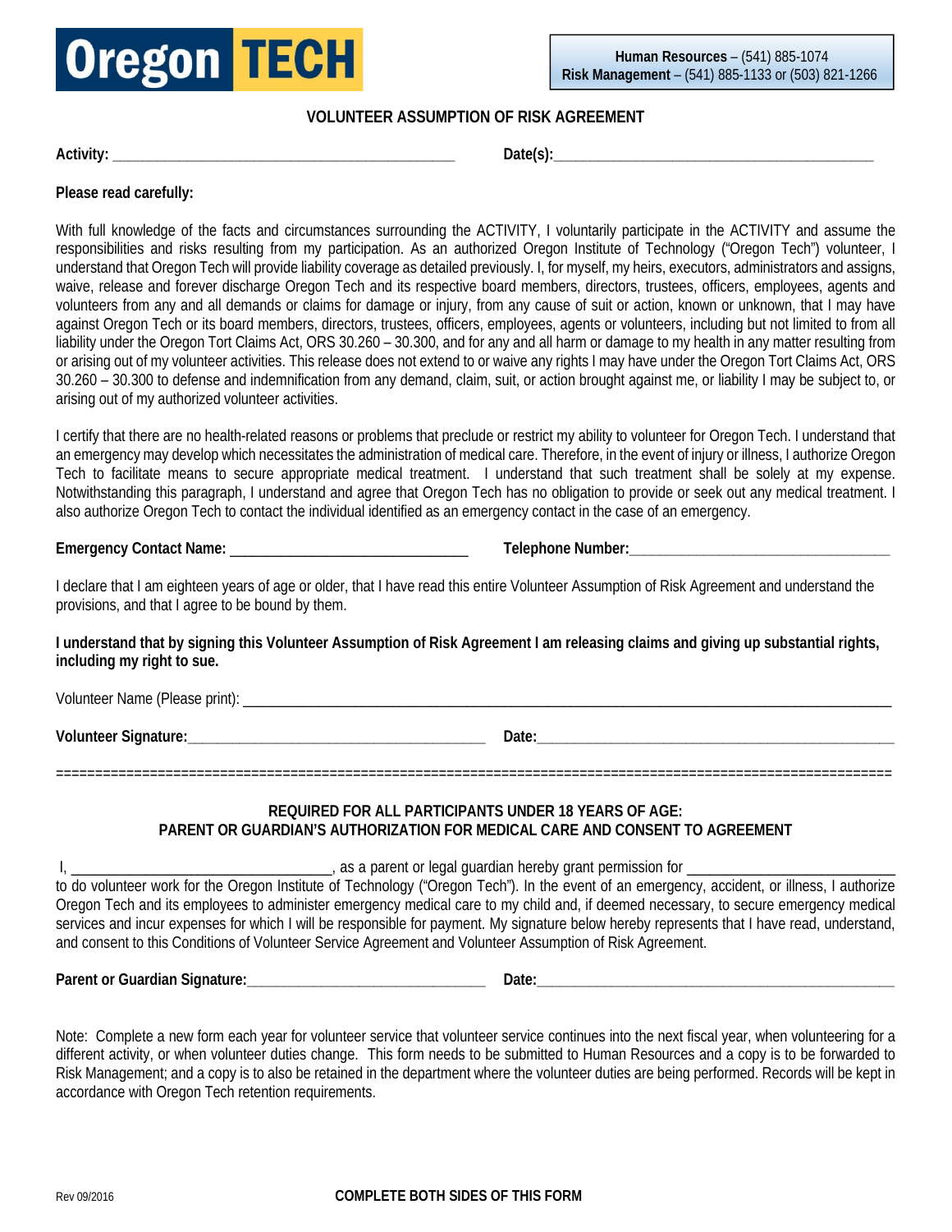**Oregon TECH**

**Human Resources** – (541) 885-1074
**Risk Management** – (541) 885-1133 or (503) 821-1266

## VOLUNTEER ASSUMPTION OF RISK AGREEMENT

**Activity:** _____________________________________________ **Date(s):**__________________________________________

**Please read carefully:**

With full knowledge of the facts and circumstances surrounding the ACTIVITY, I voluntarily participate in the ACTIVITY and assume the responsibilities and risks resulting from my participation. As an authorized Oregon Institute of Technology ("Oregon Tech") volunteer, I understand that Oregon Tech will provide liability coverage as detailed previously. I, for myself, my heirs, executors, administrators and assigns, waive, release and forever discharge Oregon Tech and its respective board members, directors, trustees, officers, employees, agents and volunteers from any and all demands or claims for damage or injury, from any cause of suit or action, known or unknown, that I may have against Oregon Tech or its board members, directors, trustees, officers, employees, agents or volunteers, including but not limited to from all liability under the Oregon Tort Claims Act, ORS 30.260 – 30.300, and for any and all harm or damage to my health in any matter resulting from or arising out of my volunteer activities. This release does not extend to or waive any rights I may have under the Oregon Tort Claims Act, ORS 30.260 – 30.300 to defense and indemnification from any demand, claim, suit, or action brought against me, or liability I may be subject to, or arising out of my authorized volunteer activities.

I certify that there are no health-related reasons or problems that preclude or restrict my ability to volunteer for Oregon Tech. I understand that an emergency may develop which necessitates the administration of medical care. Therefore, in the event of injury or illness, I authorize Oregon Tech to facilitate means to secure appropriate medical treatment. I understand that such treatment shall be solely at my expense. Notwithstanding this paragraph, I understand and agree that Oregon Tech has no obligation to provide or seek out any medical treatment. I also authorize Oregon Tech to contact the individual identified as an emergency contact in the case of an emergency.

**Emergency Contact Name:** ________________________________ **Telephone Number:**__________________________________

I declare that I am eighteen years of age or older, that I have read this entire Volunteer Assumption of Risk Agreement and understand the provisions, and that I agree to be bound by them.

**I understand that by signing this Volunteer Assumption of Risk Agreement I am releasing claims and giving up substantial rights, including my right to sue.**

Volunteer Name (Please print): _______________________________________________________________________________

**Volunteer Signature:**________________________________________ **Date:**________________________________________________

===========================================================================================================

### REQUIRED FOR ALL PARTICIPANTS UNDER 18 YEARS OF AGE: PARENT OR GUARDIAN'S AUTHORIZATION FOR MEDICAL CARE AND CONSENT TO AGREEMENT

I, ___________________________________, as a parent or legal guardian hereby grant permission for ___________________________ to do volunteer work for the Oregon Institute of Technology ("Oregon Tech"). In the event of an emergency, accident, or illness, I authorize Oregon Tech and its employees to administer emergency medical care to my child and, if deemed necessary, to secure emergency medical services and incur expenses for which I will be responsible for payment. My signature below hereby represents that I have read, understand, and consent to this Conditions of Volunteer Service Agreement and Volunteer Assumption of Risk Agreement.

**Parent or Guardian Signature:**________________________________ **Date:**_________________________________________________

Note: Complete a new form each year for volunteer service that volunteer service continues into the next fiscal year, when volunteering for a different activity, or when volunteer duties change. This form needs to be submitted to Human Resources and a copy is to be forwarded to Risk Management; and a copy is to also be retained in the department where the volunteer duties are being performed. Records will be kept in accordance with Oregon Tech retention requirements.

Rev 09/2016

**COMPLETE BOTH SIDES OF THIS FORM**